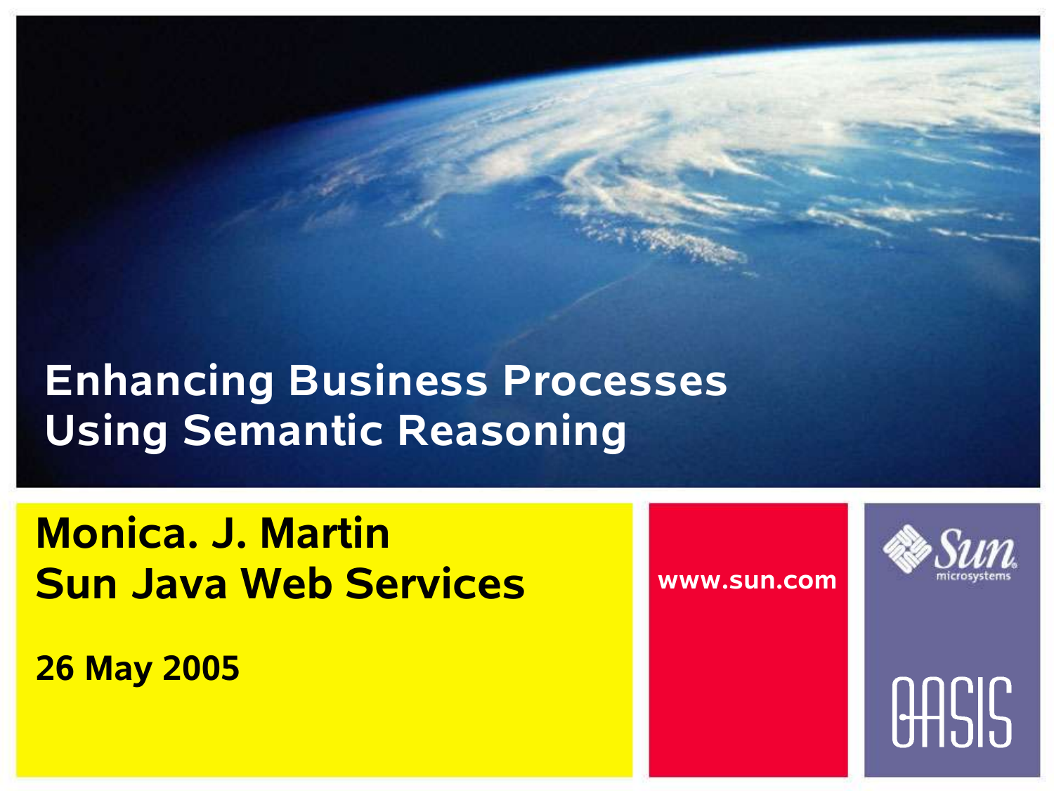# Enhancing Business Processes Using Semantic Reasoning

**Monica. J. Martin**
**Sun Java Web Services**

**26 May 2005**

www.sun.com

Sun microsystems

OASIS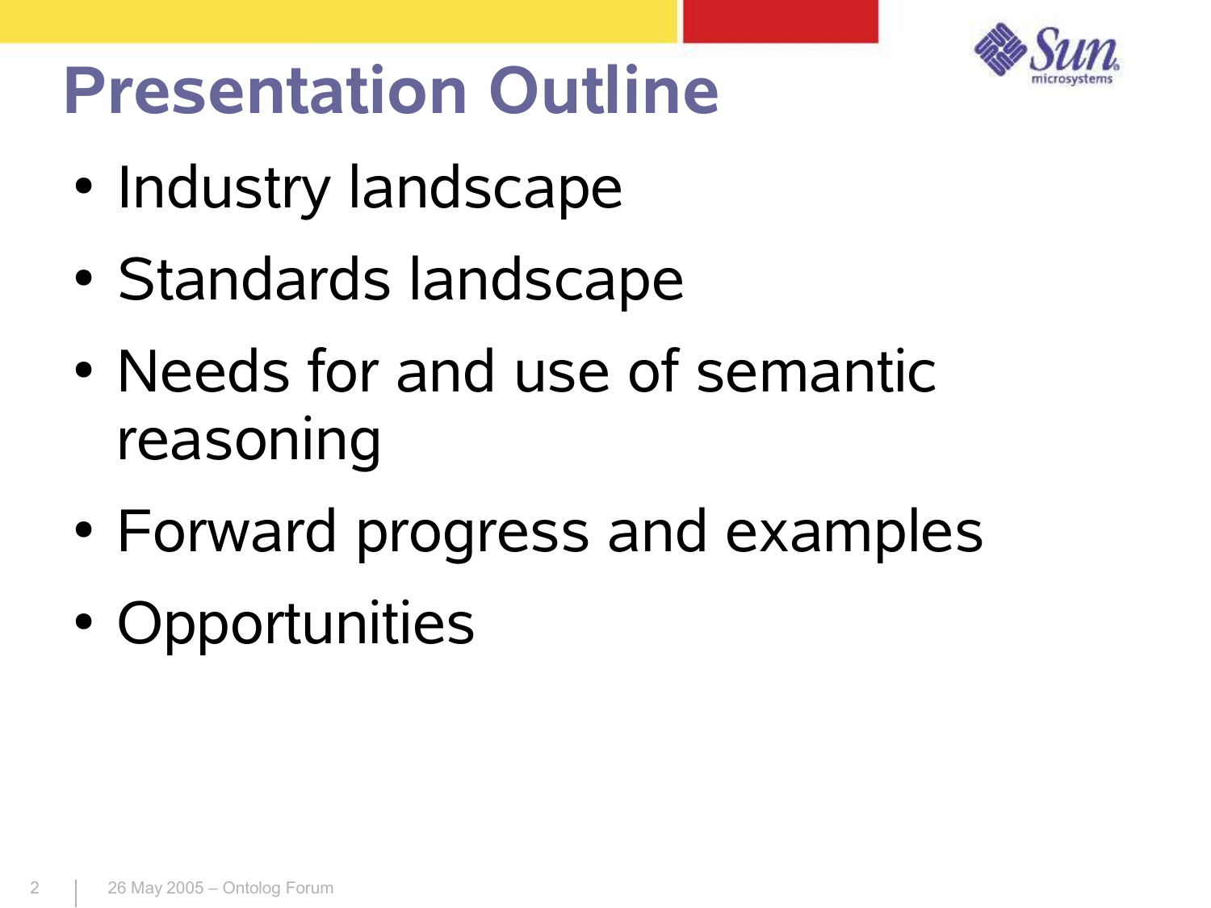# Presentation Outline

- Industry landscape
- Standards landscape
- Needs for and use of semantic reasoning
- Forward progress and examples
- Opportunities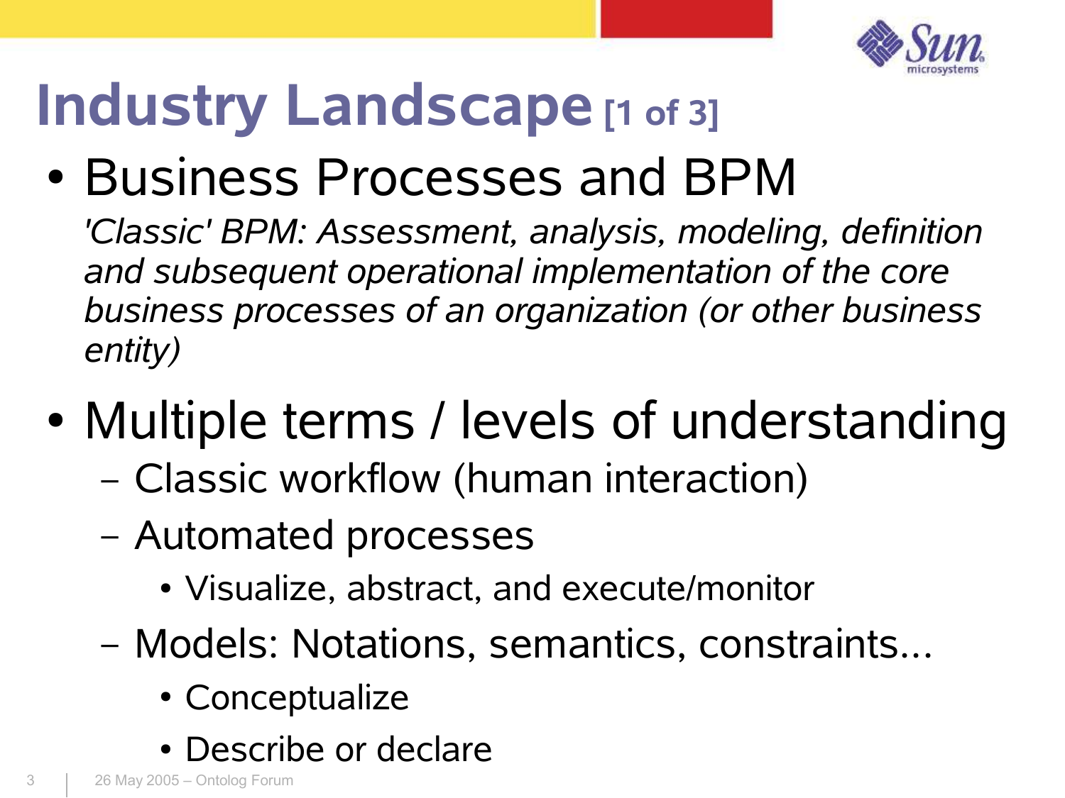# Industry Landscape [1 of 3]

- Business Processes and BPM

  *'Classic' BPM: Assessment, analysis, modeling, definition and subsequent operational implementation of the core business processes of an organization (or other business entity)*

- Multiple terms / levels of understanding
  - Classic workflow (human interaction)
  - Automated processes
    - Visualize, abstract, and execute/monitor
  - Models: Notations, semantics, constraints...
    - Conceptualize
    - Describe or declare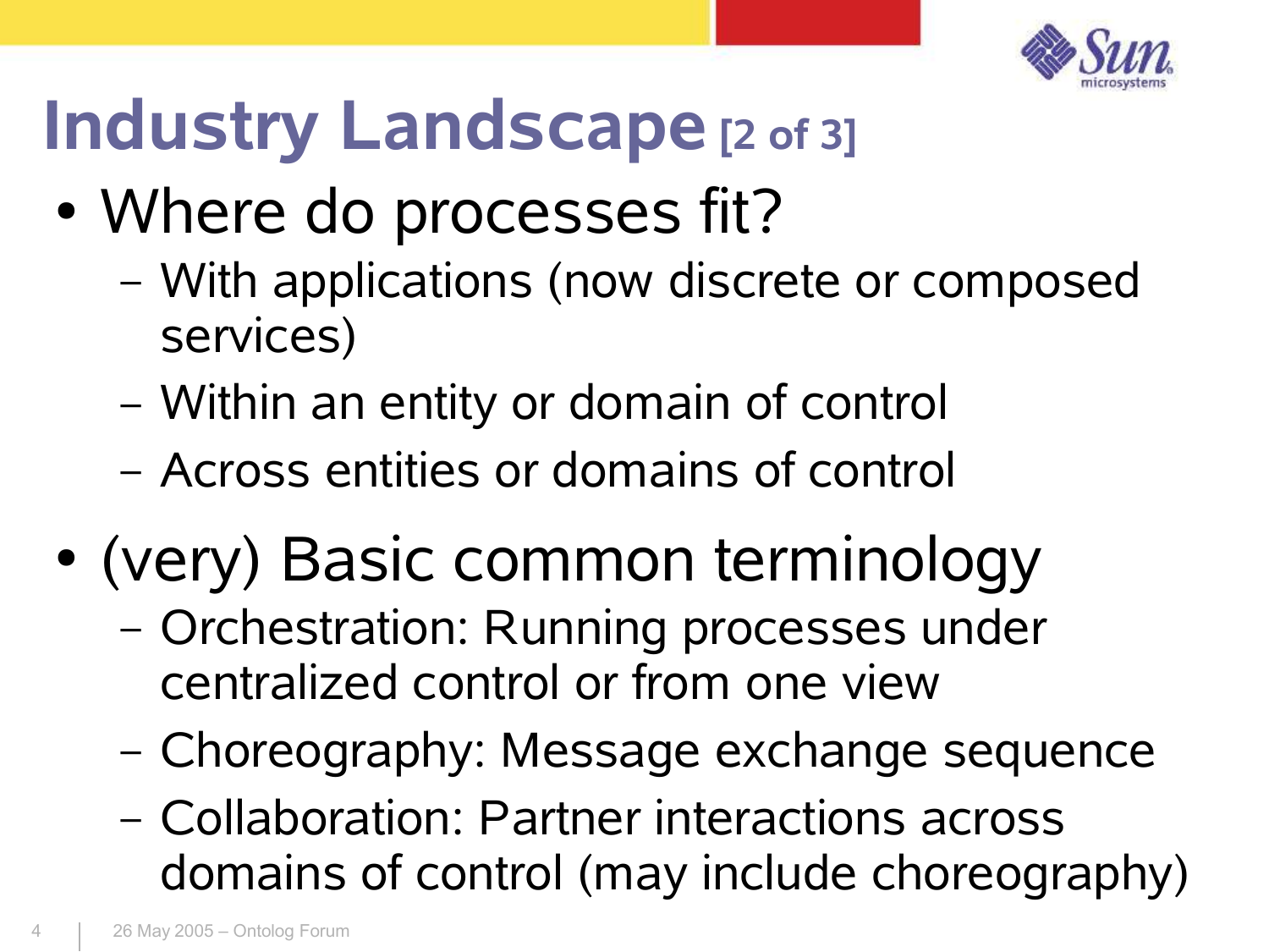# Industry Landscape [2 of 3]

- Where do processes fit?
  - With applications (now discrete or composed services)
  - Within an entity or domain of control
  - Across entities or domains of control
- (very) Basic common terminology
  - Orchestration: Running processes under centralized control or from one view
  - Choreography: Message exchange sequence
  - Collaboration: Partner interactions across domains of control (may include choreography)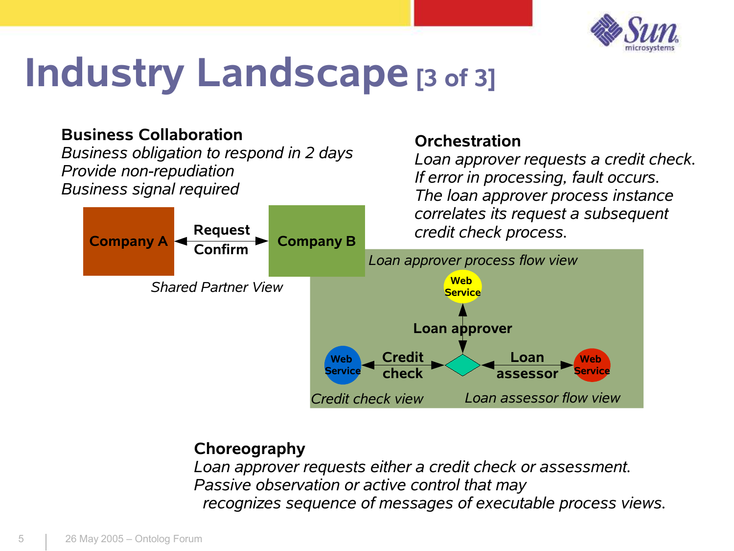# Industry Landscape [3 of 3]

**Business Collaboration**

*Business obligation to respond in 2 days*
*Provide non-repudiation*
*Business signal required*

Company A — Request / Confirm — Company B

*Shared Partner View*

**Orchestration**

*Loan approver requests a credit check.*
*If error in processing, fault occurs.*
*The loan approver process instance correlates its request a subsequent credit check process.*

*Loan approver process flow view*

Web Service

Loan approver

Web Service — Credit check — Loan assessor — Web Service

*Credit check view* *Loan assessor flow view*

**Choreography**

*Loan approver requests either a credit check or assessment.*
*Passive observation or active control that may recognizes sequence of messages of executable process views.*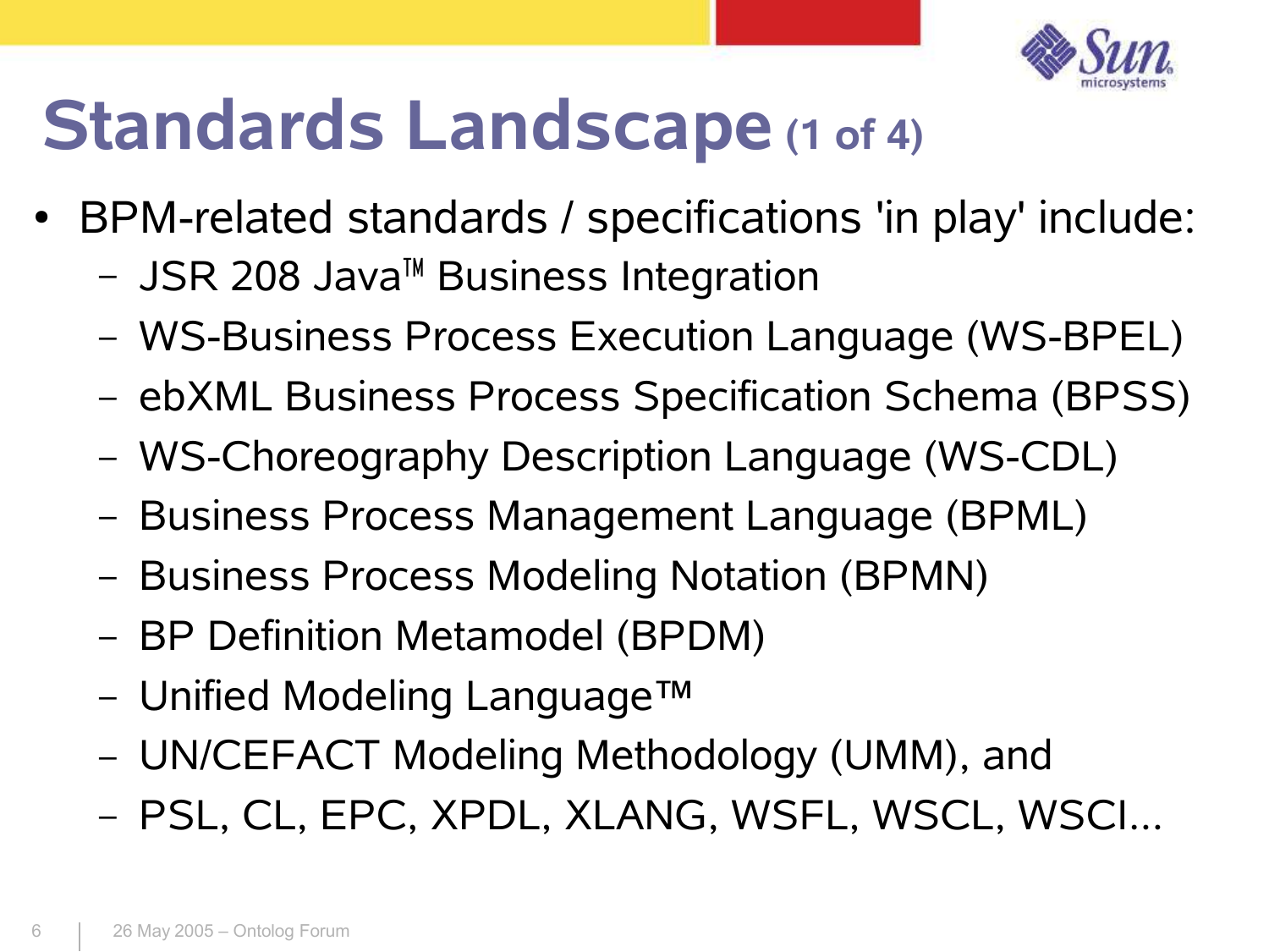# Standards Landscape (1 of 4)

- BPM-related standards / specifications 'in play' include:
  - JSR 208 Java™ Business Integration
  - WS-Business Process Execution Language (WS-BPEL)
  - ebXML Business Process Specification Schema (BPSS)
  - WS-Choreography Description Language (WS-CDL)
  - Business Process Management Language (BPML)
  - Business Process Modeling Notation (BPMN)
  - BP Definition Metamodel (BPDM)
  - Unified Modeling Language™
  - UN/CEFACT Modeling Methodology (UMM), and
  - PSL, CL, EPC, XPDL, XLANG, WSFL, WSCL, WSCI...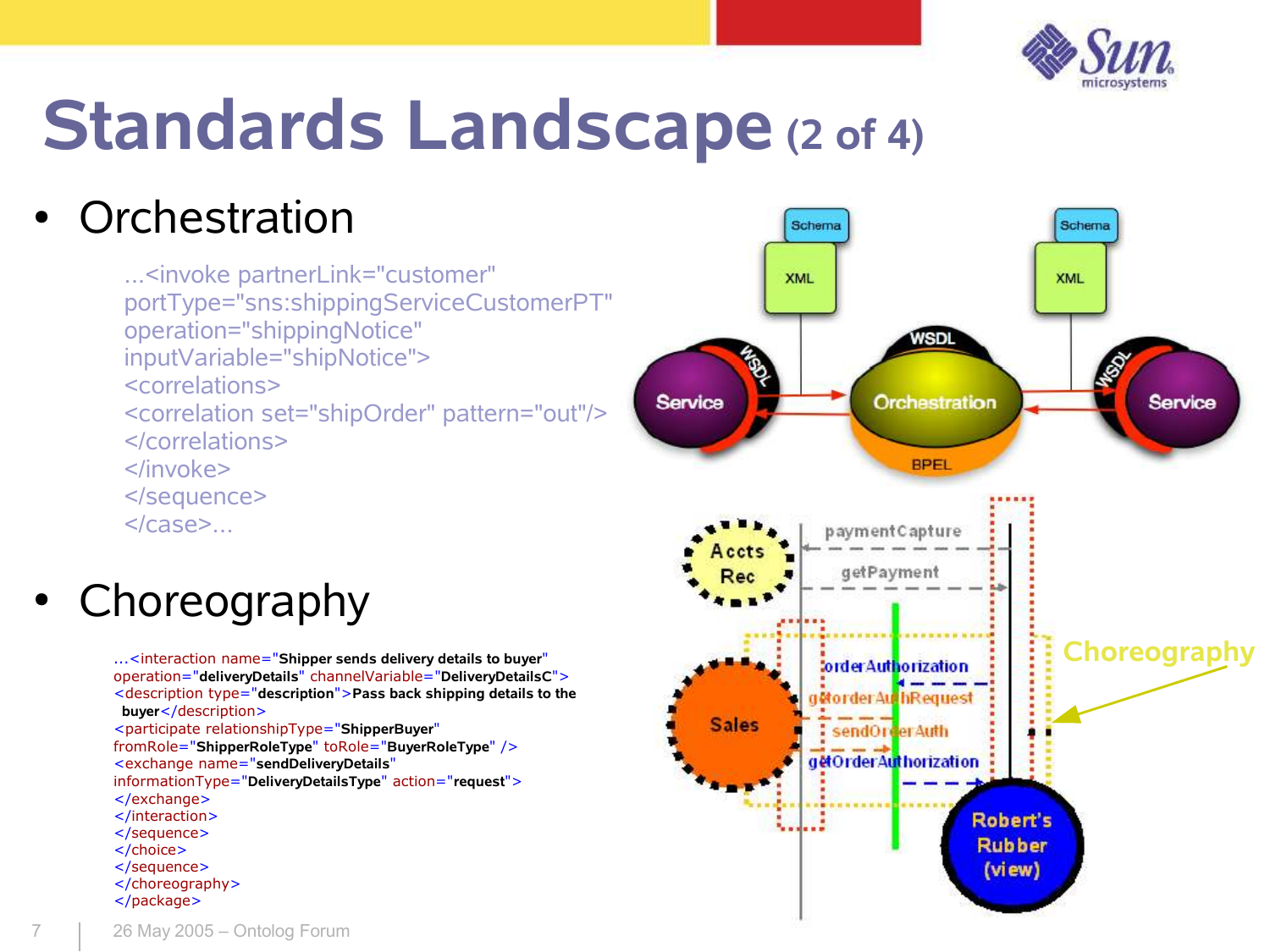# Standards Landscape (2 of 4)

- Orchestration

```
...<invoke partnerLink="customer"
portType="sns:shippingServiceCustomerPT"
operation="shippingNotice"
inputVariable="shipNotice">
<correlations>
<correlation set="shipOrder" pattern="out"/>
</correlations>
</invoke>
</sequence>
</case>...
```

- Choreography

```
...<interaction name="Shipper sends delivery details to buyer"
operation="deliveryDetails" channelVariable="DeliveryDetailsC">
<description type="description">Pass back shipping details to the
 buyer</description>
<participate relationshipType="ShipperBuyer"
fromRole="ShipperRoleType" toRole="BuyerRoleType" />
<exchange name="sendDeliveryDetails"
informationType="DeliveryDetailsType" action="request">
</exchange>
</interaction>
</sequence>
</choice>
</sequence>
</choreography>
</package>
```

26 May 2005 – Ontolog Forum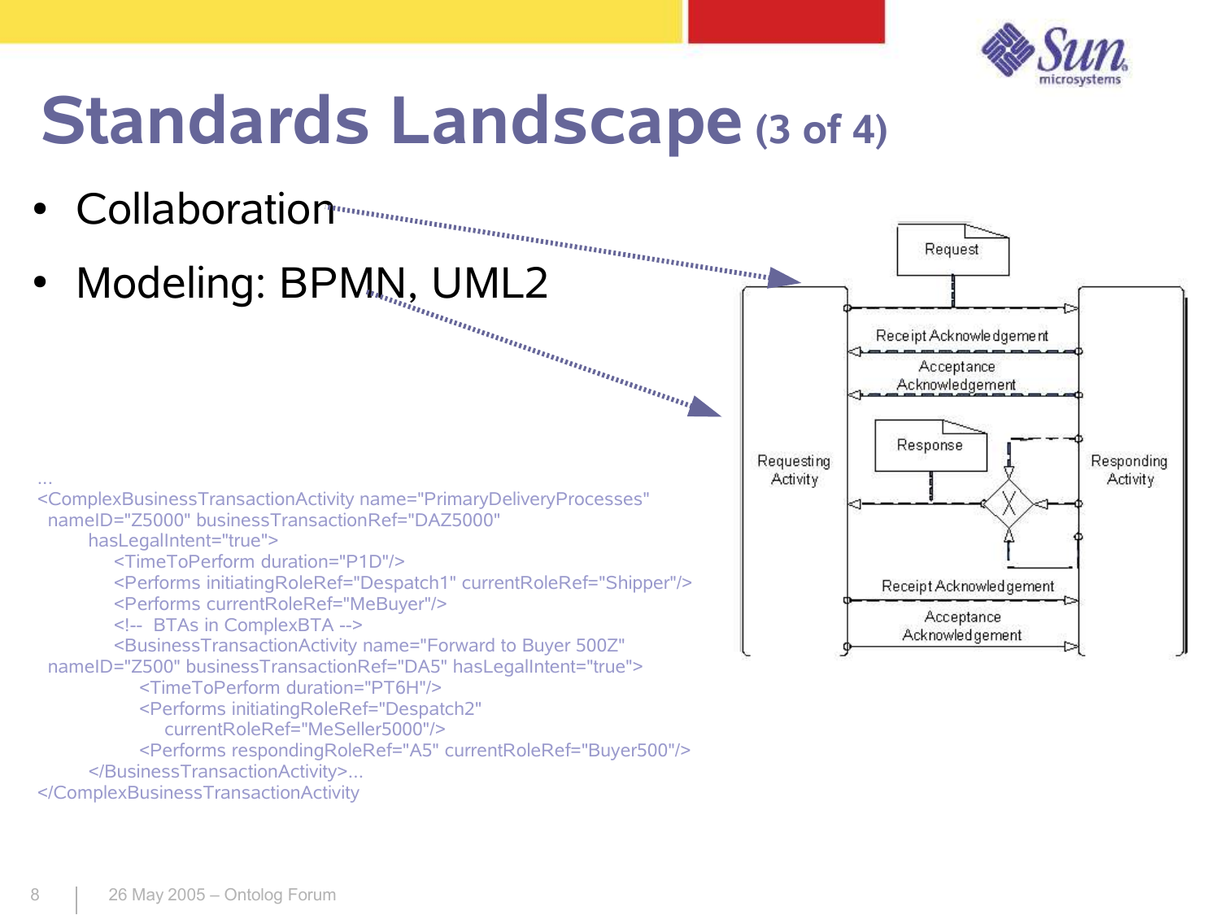# Standards Landscape (3 of 4)

- Collaboration
- Modeling: BPMN, UML2

```
...
<ComplexBusinessTransactionActivity name="PrimaryDeliveryProcesses"
  nameID="Z5000" businessTransactionRef="DAZ5000"
        hasLegalIntent="true">
            <TimeToPerform duration="P1D"/>
            <Performs initiatingRoleRef="Despatch1" currentRoleRef="Shipper"/>
            <Performs currentRoleRef="MeBuyer"/>
            <!--  BTAs in ComplexBTA -->
            <BusinessTransactionActivity name="Forward to Buyer 500Z"
  nameID="Z500" businessTransactionRef="DA5" hasLegalIntent="true">
                <TimeToPerform duration="PT6H"/>
                <Performs initiatingRoleRef="Despatch2"
                    currentRoleRef="MeSeller5000"/>
                <Performs respondingRoleRef="A5" currentRoleRef="Buyer500"/>
        </BusinessTransactionActivity>...
</ComplexBusinessTransactionActivity
```

Request

Receipt Acknowledgement

Acceptance Acknowledgement

Response

Requesting Activity

Responding Activity

Receipt Acknowledgement

Acceptance Acknowledgement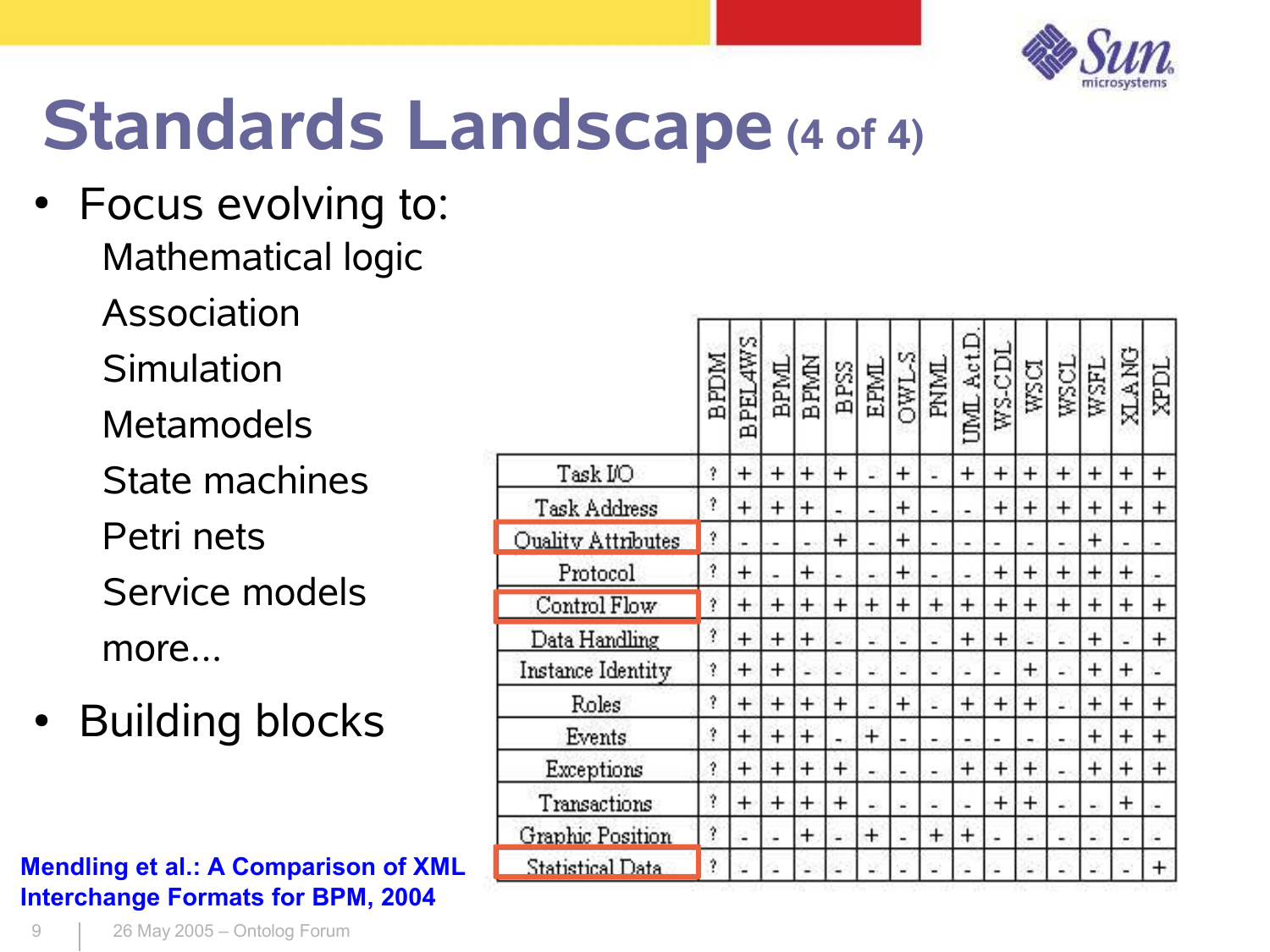# Standards Landscape (4 of 4)

- Focus evolving to:
  - Mathematical logic
  - Association
  - Simulation
  - Metamodels
  - State machines
  - Petri nets
  - Service models
  - more...
- Building blocks

|  | BPDM | BPEL4WS | BPML | BPMN | BPSS | EPML | OWL-S | PNML | UML Act.D. | WS-CDL | WSCI | WSCL | WSFL | XLANG | XPDL |
|---|---|---|---|---|---|---|---|---|---|---|---|---|---|---|---|
| Task I/O | ? | + | + | + | + | - | + | - | + | + | + | + | + | + | + |
| Task Address | ? | + | + | + | - | - | + | - | - | + | + | + | + | + | + |
| Quality Attributes | ? | - | - | - | + | - | + | - | - | - | - | - | + | - | - |
| Protocol | ? | + | - | + | - | - | + | - | - | + | + | + | + | + | - |
| Control Flow | ? | + | + | + | + | + | + | + | + | + | + | + | + | + | + |
| Data Handling | ? | + | + | + | - | - | - | - | + | + | - | - | + | - | + |
| Instance Identity | ? | + | + | - | - | - | - | - | - | - | + | - | + | + | - |
| Roles | ? | + | + | + | + | - | + | - | + | + | + | - | + | + | + |
| Events | ? | + | + | + | - | + | - | - | - | - | - | - | + | + | + |
| Exceptions | ? | + | + | + | + | - | - | - | + | + | + | - | + | + | + |
| Transactions | ? | + | + | + | + | - | - | - | - | + | + | - | - | + | - |
| Graphic Position | ? | - | - | + | - | + | - | + | + | - | - | - | - | - | - |
| Statistical Data | ? | - | - | - | - | - | - | - | - | - | - | - | - | - | + |

**Mendling et al.: A Comparison of XML Interchange Formats for BPM, 2004**

26 May 2005 – Ontolog Forum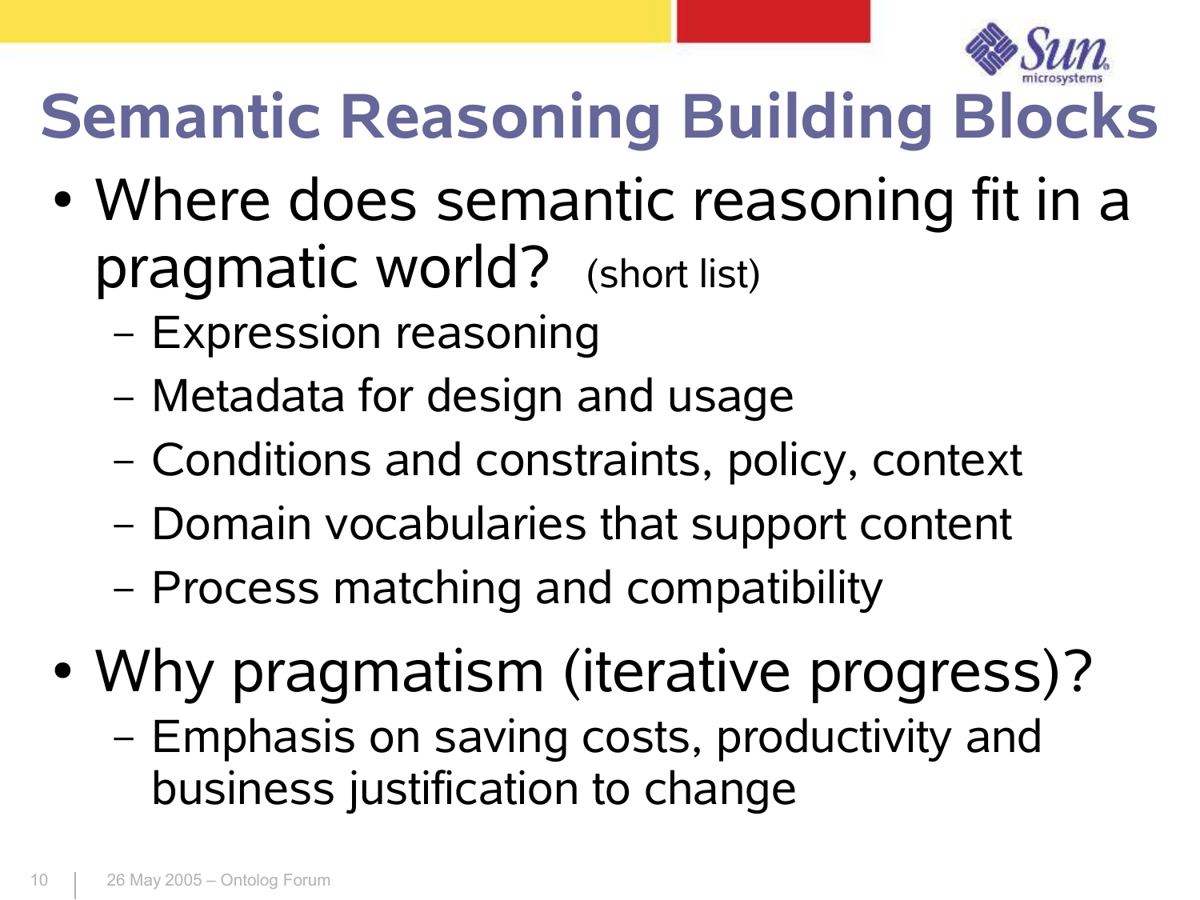# Semantic Reasoning Building Blocks

- Where does semantic reasoning fit in a pragmatic world? (short list)
  - Expression reasoning
  - Metadata for design and usage
  - Conditions and constraints, policy, context
  - Domain vocabularies that support content
  - Process matching and compatibility
- Why pragmatism (iterative progress)?
  - Emphasis on saving costs, productivity and business justification to change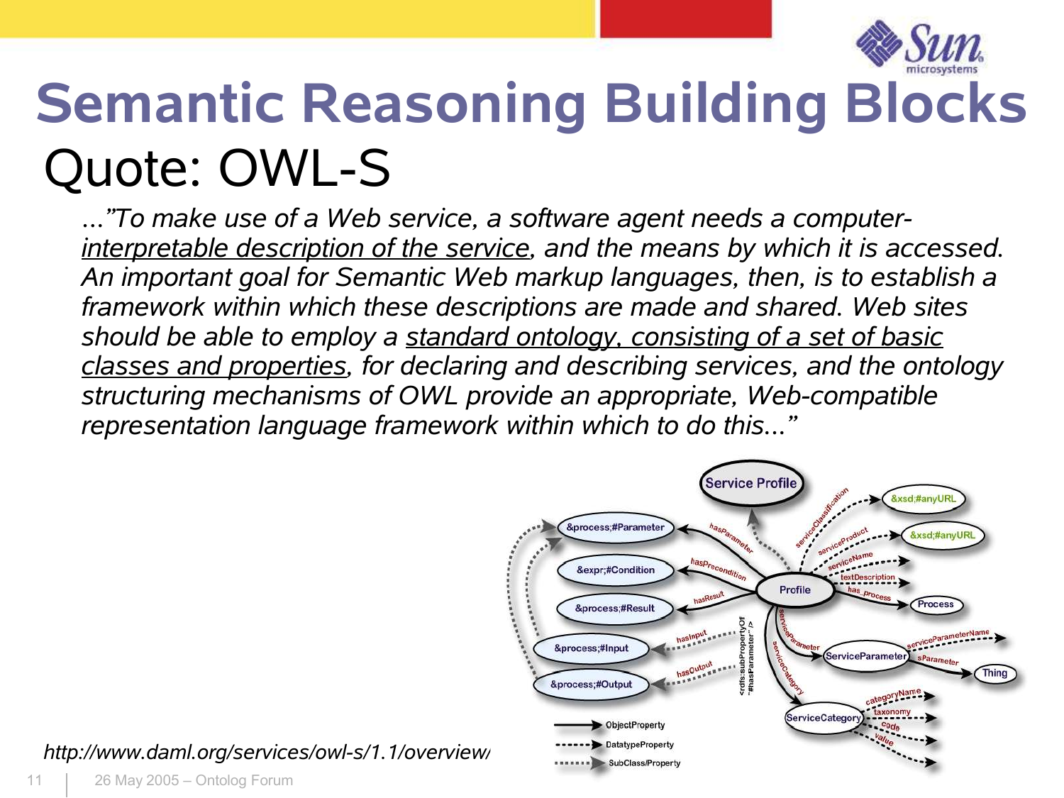# Semantic Reasoning Building Blocks

## Quote: OWL-S

*..."To make use of a Web service, a software agent needs a computer-interpretable description of the service, and the means by which it is accessed. An important goal for Semantic Web markup languages, then, is to establish a framework within which these descriptions are made and shared. Web sites should be able to employ a standard ontology, consisting of a set of basic classes and properties, for declaring and describing services, and the ontology structuring mechanisms of OWL provide an appropriate, Web-compatible representation language framework within which to do this..."*

*http://www.daml.org/services/owl-s/1.1/overview/*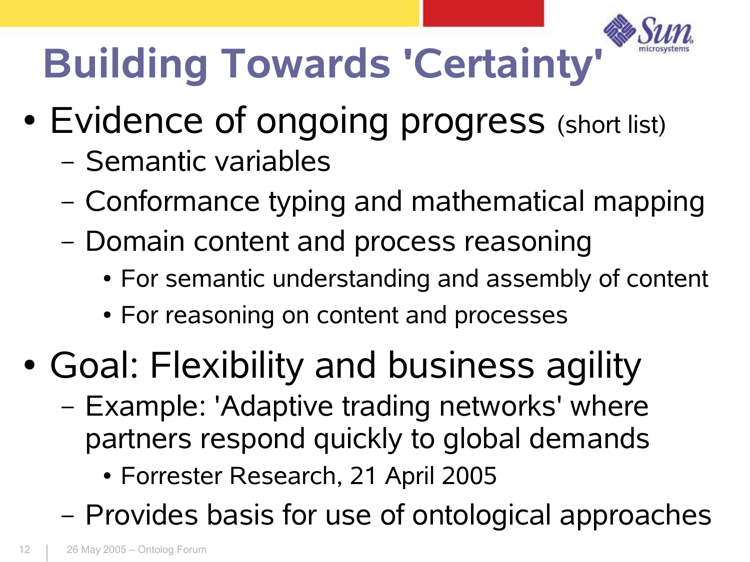# Building Towards 'Certainty'

- Evidence of ongoing progress (short list)
  - Semantic variables
  - Conformance typing and mathematical mapping
  - Domain content and process reasoning
    - For semantic understanding and assembly of content
    - For reasoning on content and processes
- Goal: Flexibility and business agility
  - Example: 'Adaptive trading networks' where partners respond quickly to global demands
    - Forrester Research, 21 April 2005
  - Provides basis for use of ontological approaches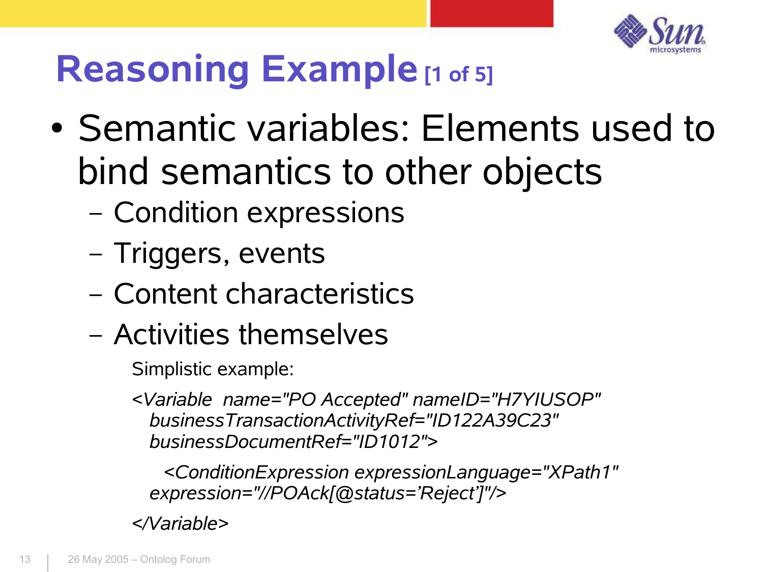# Reasoning Example [1 of 5]

- Semantic variables: Elements used to bind semantics to other objects
  - Condition expressions
  - Triggers, events
  - Content characteristics
  - Activities themselves

    Simplistic example:

    ```
    <Variable  name="PO Accepted" nameID="H7YIUSOP"
      businessTransactionActivityRef="ID122A39C23"
      businessDocumentRef="ID1012">
        <ConditionExpression expressionLanguage="XPath1"
      expression="//POAck[@status='Reject']"/>
    </Variable>
    ```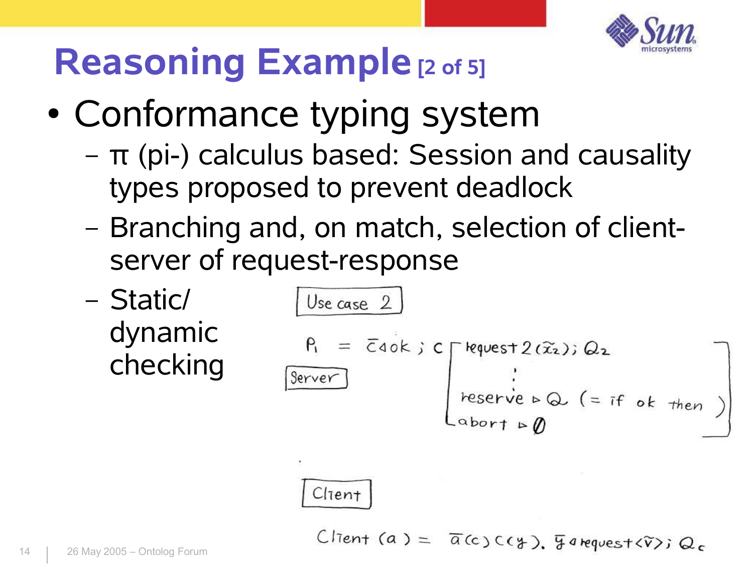# Reasoning Example [2 of 5]

- Conformance typing system
  - π (pi-) calculus based: Session and causality types proposed to prevent deadlock
  - Branching and, on match, selection of client-server of request-response
  - Static/ dynamic checking

Use case 2

Server

$$P_1 = \bar{c} \triangleleft ok \,;\, c \begin{bmatrix} request2(\tilde{x}_2); Q_2 \\ \vdots \\ reserve \triangleright Q \;\; (= \text{if } ok \text{ then }) \\ abort \triangleright \emptyset \end{bmatrix}$$

Client

$$Client(a) = \bar{a}(c)\, c(y).\; \bar{y} \triangleleft request\langle\tilde{v}\rangle; Q_c$$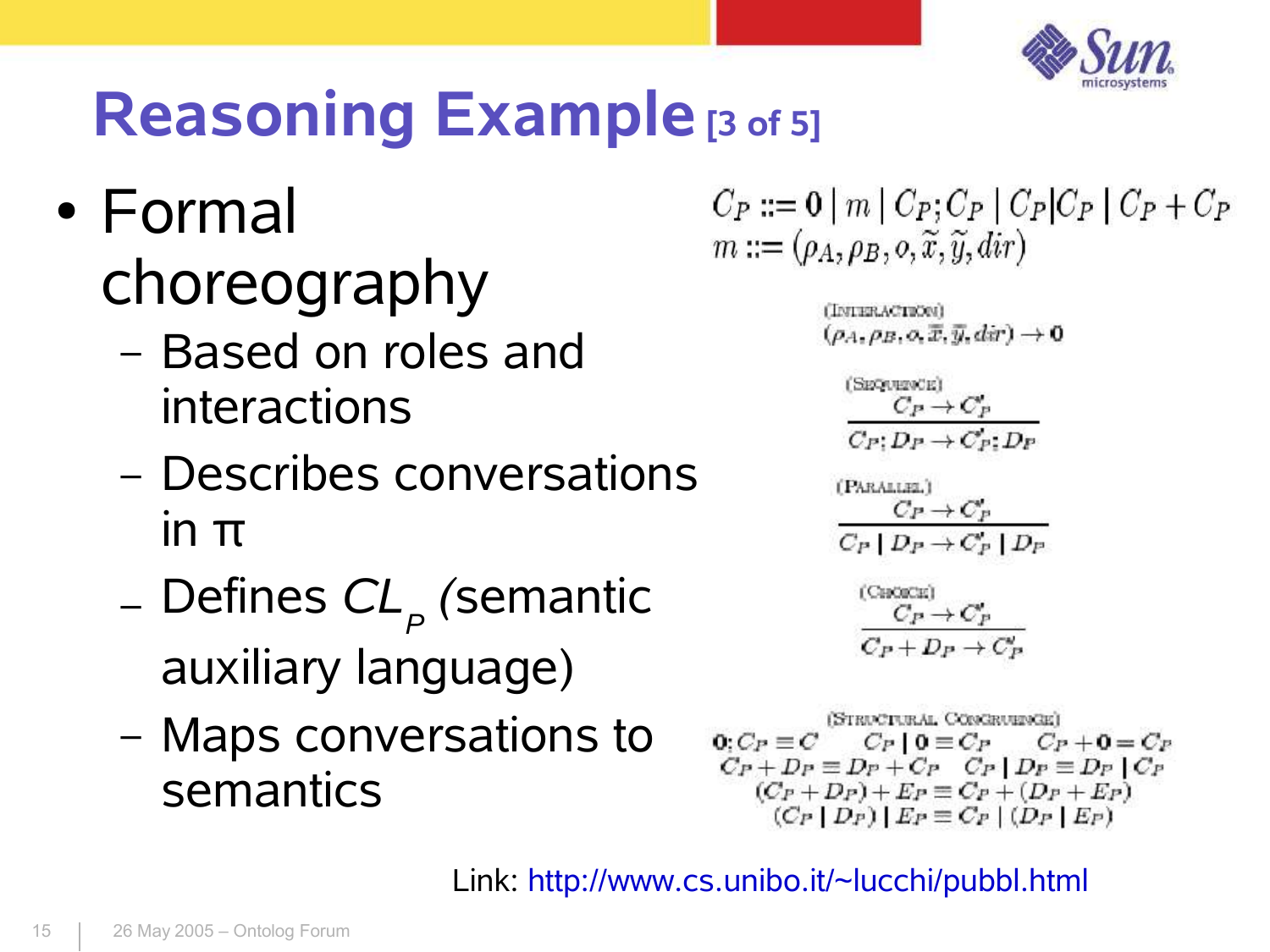# Reasoning Example [3 of 5]

- Formal choreography
  - Based on roles and interactions
  - Describes conversations in π
  - Defines $CL_P$ (semantic auxiliary language)
  - Maps conversations to semantics

$$C_P ::= \mathbf{0} \mid m \mid C_P;C_P \mid C_P|C_P \mid C_P + C_P$$
$$m ::= (\rho_A, \rho_B, o, \tilde{x}, \tilde{y}, dir)$$

(INTERACTION)
$$(\rho_A, \rho_B, o, \tilde{x}, \tilde{y}, dir) \rightarrow \mathbf{0}$$

(SEQUENCE)
$$\frac{C_P \rightarrow C'_P}{C_P; D_P \rightarrow C'_P; D_P}$$

(PARALLEL)
$$\frac{C_P \rightarrow C'_P}{C_P \mid D_P \rightarrow C'_P \mid D_P}$$

(CHOICE)
$$\frac{C_P \rightarrow C'_P}{C_P + D_P \rightarrow C'_P}$$

(STRUCTURAL CONGRUENCE)
$$\mathbf{0}; C_P \equiv C \qquad C_P \mid \mathbf{0} \equiv C_P \qquad C_P + \mathbf{0} = C_P$$
$$C_P + D_P \equiv D_P + C_P \quad C_P \mid D_P \equiv D_P \mid C_P$$
$$(C_P + D_P) + E_P \equiv C_P + (D_P + E_P)$$
$$(C_P \mid D_P) \mid E_P \equiv C_P \mid (D_P \mid E_P)$$

Link: http://www.cs.unibo.it/~lucchi/pubbl.html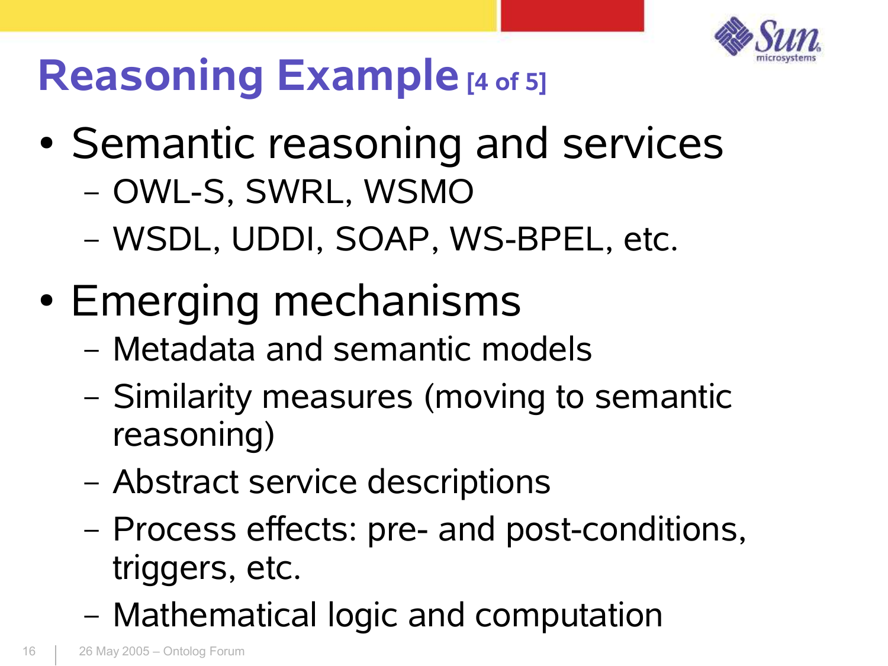# Reasoning Example [4 of 5]

- Semantic reasoning and services
  - OWL-S, SWRL, WSMO
  - WSDL, UDDI, SOAP, WS-BPEL, etc.
- Emerging mechanisms
  - Metadata and semantic models
  - Similarity measures (moving to semantic reasoning)
  - Abstract service descriptions
  - Process effects: pre- and post-conditions, triggers, etc.
  - Mathematical logic and computation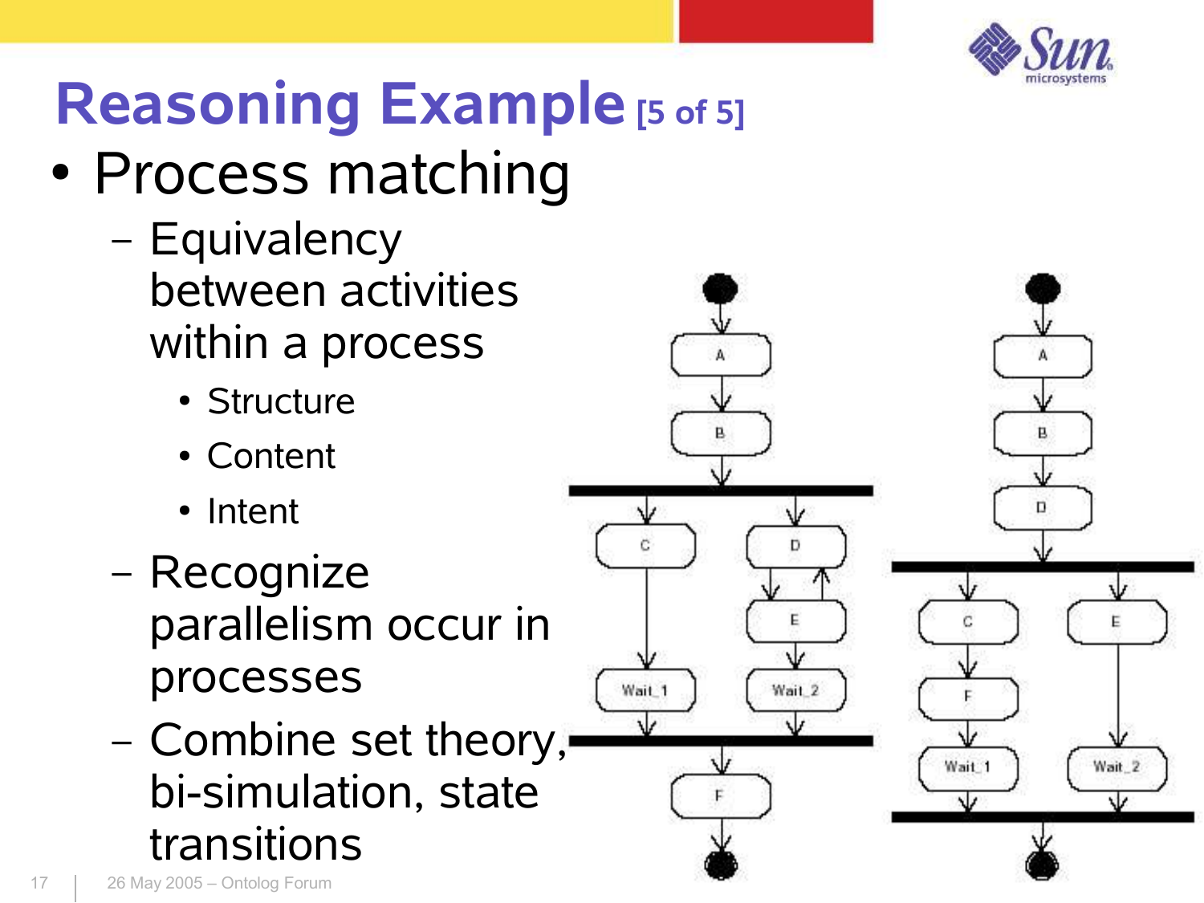# Reasoning Example [5 of 5]

- Process matching
  - Equivalency between activities within a process
    - Structure
    - Content
    - Intent
  - Recognize parallelism occur in processes
  - Combine set theory, bi-simulation, state transitions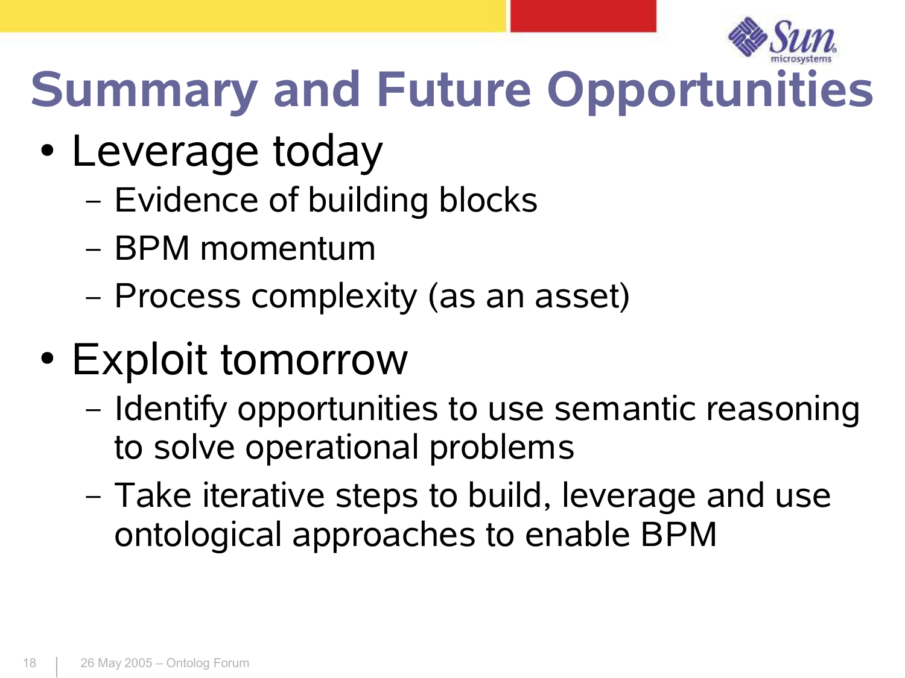# Summary and Future Opportunities

- Leverage today
  - Evidence of building blocks
  - BPM momentum
  - Process complexity (as an asset)
- Exploit tomorrow
  - Identify opportunities to use semantic reasoning to solve operational problems
  - Take iterative steps to build, leverage and use ontological approaches to enable BPM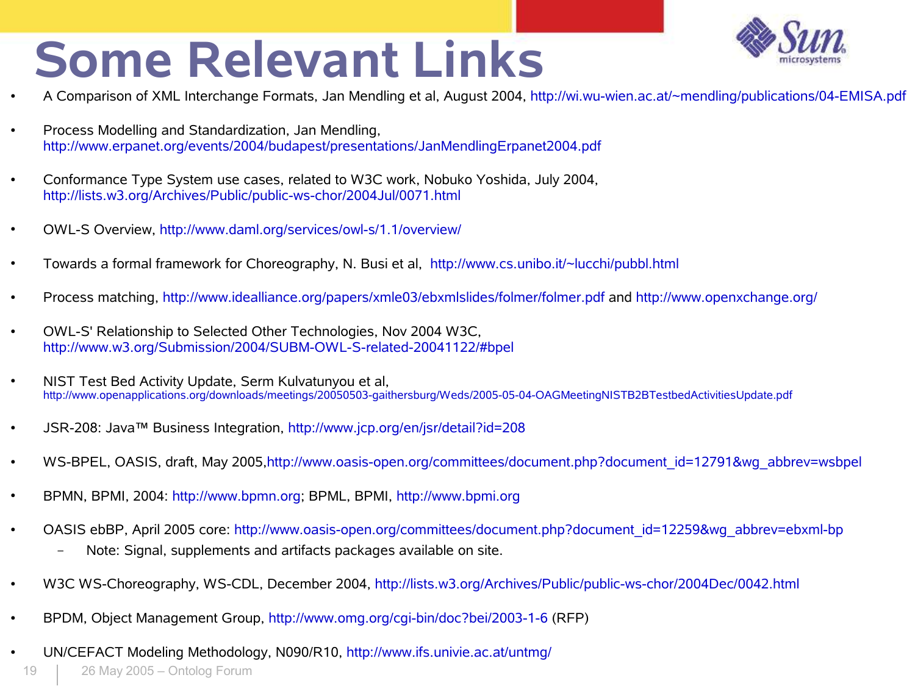# Some Relevant Links

- A Comparison of XML Interchange Formats, Jan Mendling et al, August 2004, http://wi.wu-wien.ac.at/~mendling/publications/04-EMISA.pdf
- Process Modelling and Standardization, Jan Mendling, http://www.erpanet.org/events/2004/budapest/presentations/JanMendlingErpanet2004.pdf
- Conformance Type System use cases, related to W3C work, Nobuko Yoshida, July 2004, http://lists.w3.org/Archives/Public/public-ws-chor/2004Jul/0071.html
- OWL-S Overview, http://www.daml.org/services/owl-s/1.1/overview/
- Towards a formal framework for Choreography, N. Busi et al, http://www.cs.unibo.it/~lucchi/pubbl.html
- Process matching, http://www.idealliance.org/papers/xmle03/ebxmlslides/folmer/folmer.pdf and http://www.openxchange.org/
- OWL-S' Relationship to Selected Other Technologies, Nov 2004 W3C, http://www.w3.org/Submission/2004/SUBM-OWL-S-related-20041122/#bpel
- NIST Test Bed Activity Update, Serm Kulvatunyou et al, http://www.openapplications.org/downloads/meetings/20050503-gaithersburg/Weds/2005-05-04-OAGMeetingNISTB2BTestbedActivitiesUpdate.pdf
- JSR-208: Java™ Business Integration, http://www.jcp.org/en/jsr/detail?id=208
- WS-BPEL, OASIS, draft, May 2005,http://www.oasis-open.org/committees/document.php?document_id=12791&wg_abbrev=wsbpel
- BPMN, BPMI, 2004: http://www.bpmn.org; BPML, BPMI, http://www.bpmi.org
- OASIS ebBP, April 2005 core: http://www.oasis-open.org/committees/document.php?document_id=12259&wg_abbrev=ebxml-bp
  - Note: Signal, supplements and artifacts packages available on site.
- W3C WS-Choreography, WS-CDL, December 2004, http://lists.w3.org/Archives/Public/public-ws-chor/2004Dec/0042.html
- BPDM, Object Management Group, http://www.omg.org/cgi-bin/doc?bei/2003-1-6 (RFP)
- UN/CEFACT Modeling Methodology, N090/R10, http://www.ifs.univie.ac.at/untmg/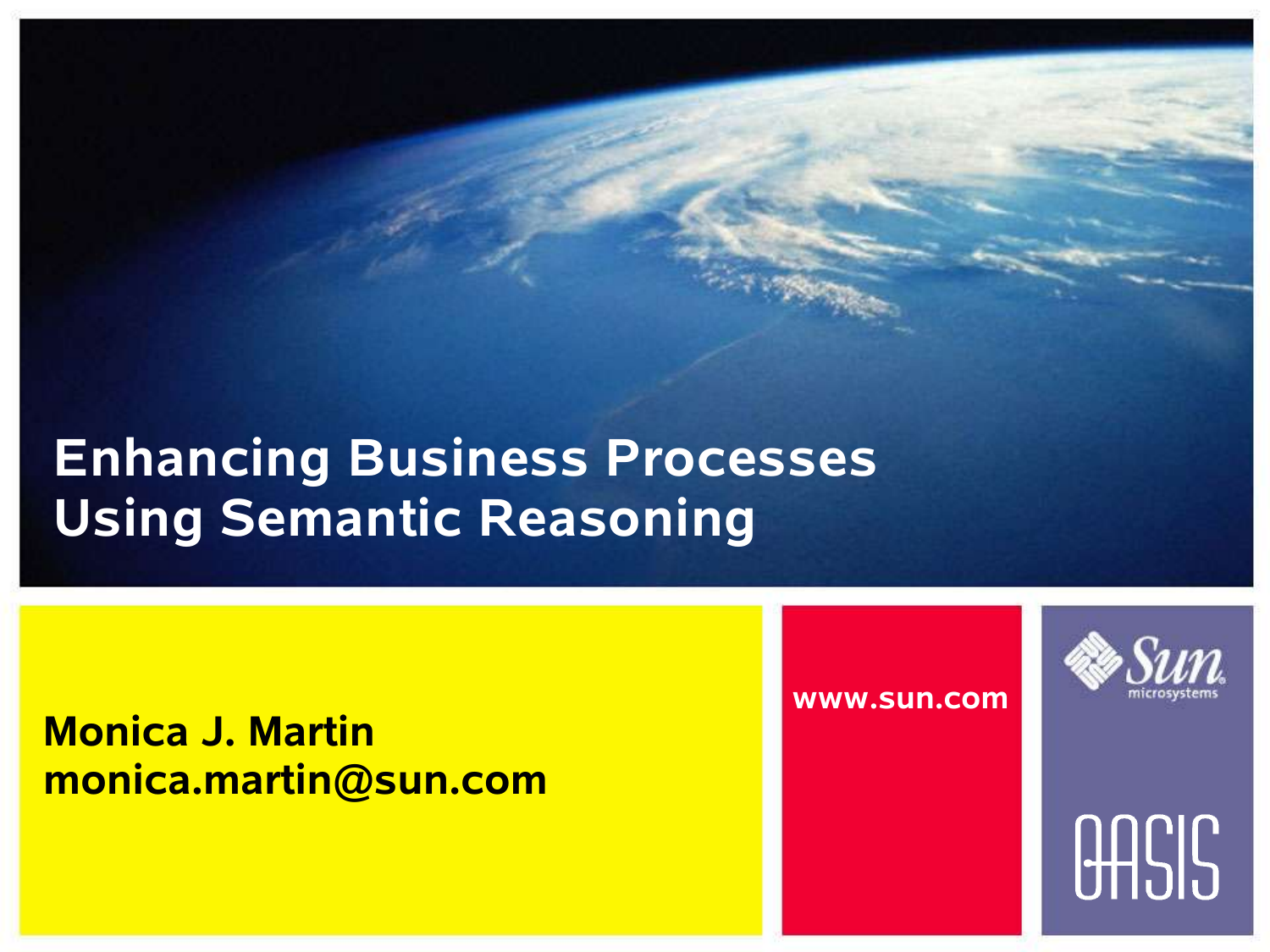# Enhancing Business Processes Using Semantic Reasoning

**Monica J. Martin**
**monica.martin@sun.com**

**www.sun.com**